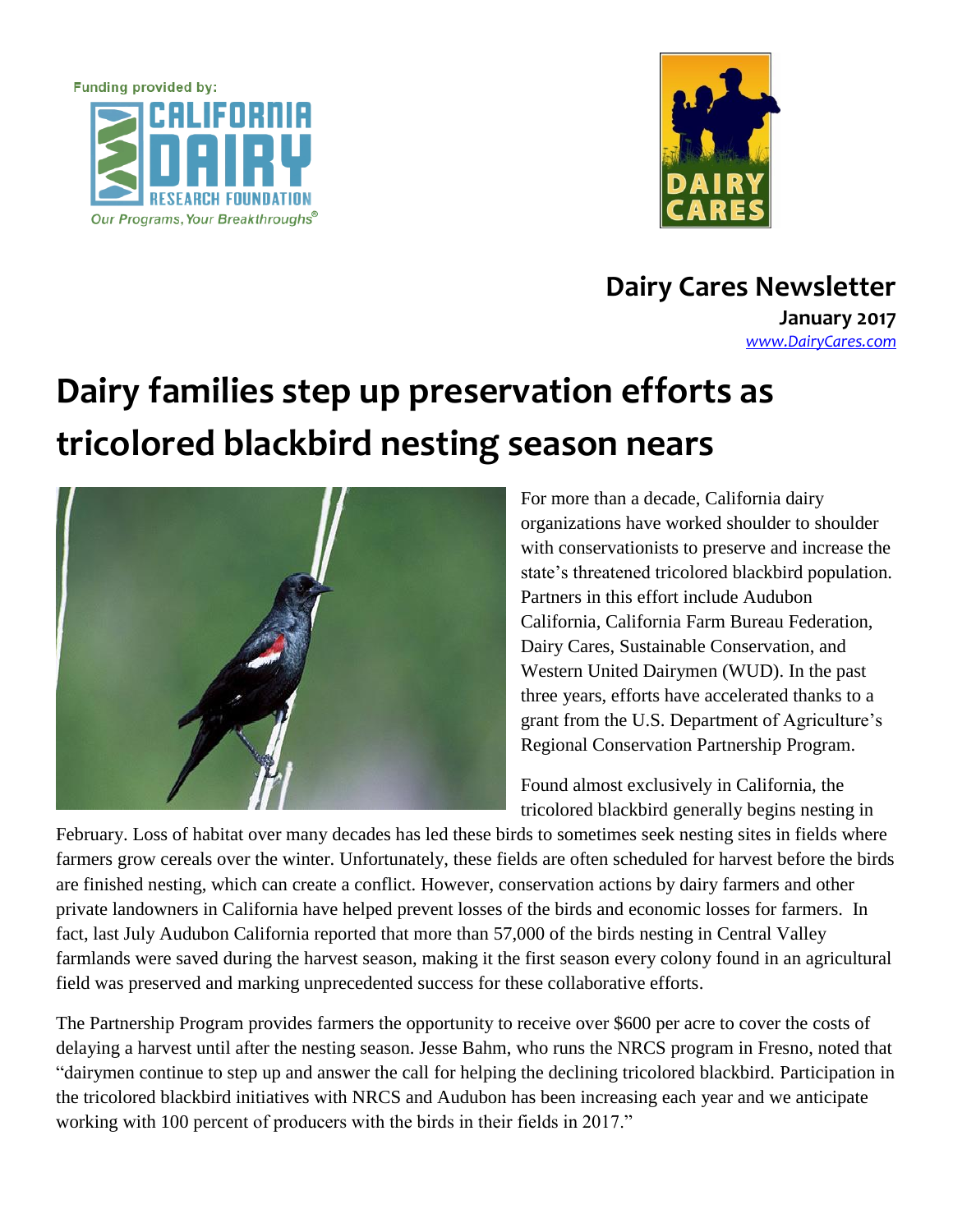Funding provided by:

CALIFORNIA DAIRY RESEARCH FOUNDATION

*Our Programs, Your Breakthroughs®*

DAIRY CARES

**Dairy Cares Newsletter**

**January 2017**

*www.DairyCares.com*

# Dairy families step up preservation efforts as tricolored blackbird nesting season nears

For more than a decade, California dairy organizations have worked shoulder to shoulder with conservationists to preserve and increase the state's threatened tricolored blackbird population. Partners in this effort include Audubon California, California Farm Bureau Federation, Dairy Cares, Sustainable Conservation, and Western United Dairymen (WUD). In the past three years, efforts have accelerated thanks to a grant from the U.S. Department of Agriculture's Regional Conservation Partnership Program.

Found almost exclusively in California, the tricolored blackbird generally begins nesting in February. Loss of habitat over many decades has led these birds to sometimes seek nesting sites in fields where farmers grow cereals over the winter. Unfortunately, these fields are often scheduled for harvest before the birds are finished nesting, which can create a conflict. However, conservation actions by dairy farmers and other private landowners in California have helped prevent losses of the birds and economic losses for farmers. In fact, last July Audubon California reported that more than 57,000 of the birds nesting in Central Valley farmlands were saved during the harvest season, making it the first season every colony found in an agricultural field was preserved and marking unprecedented success for these collaborative efforts.

The Partnership Program provides farmers the opportunity to receive over $600 per acre to cover the costs of delaying a harvest until after the nesting season. Jesse Bahm, who runs the NRCS program in Fresno, noted that "dairymen continue to step up and answer the call for helping the declining tricolored blackbird. Participation in the tricolored blackbird initiatives with NRCS and Audubon has been increasing each year and we anticipate working with 100 percent of producers with the birds in their fields in 2017."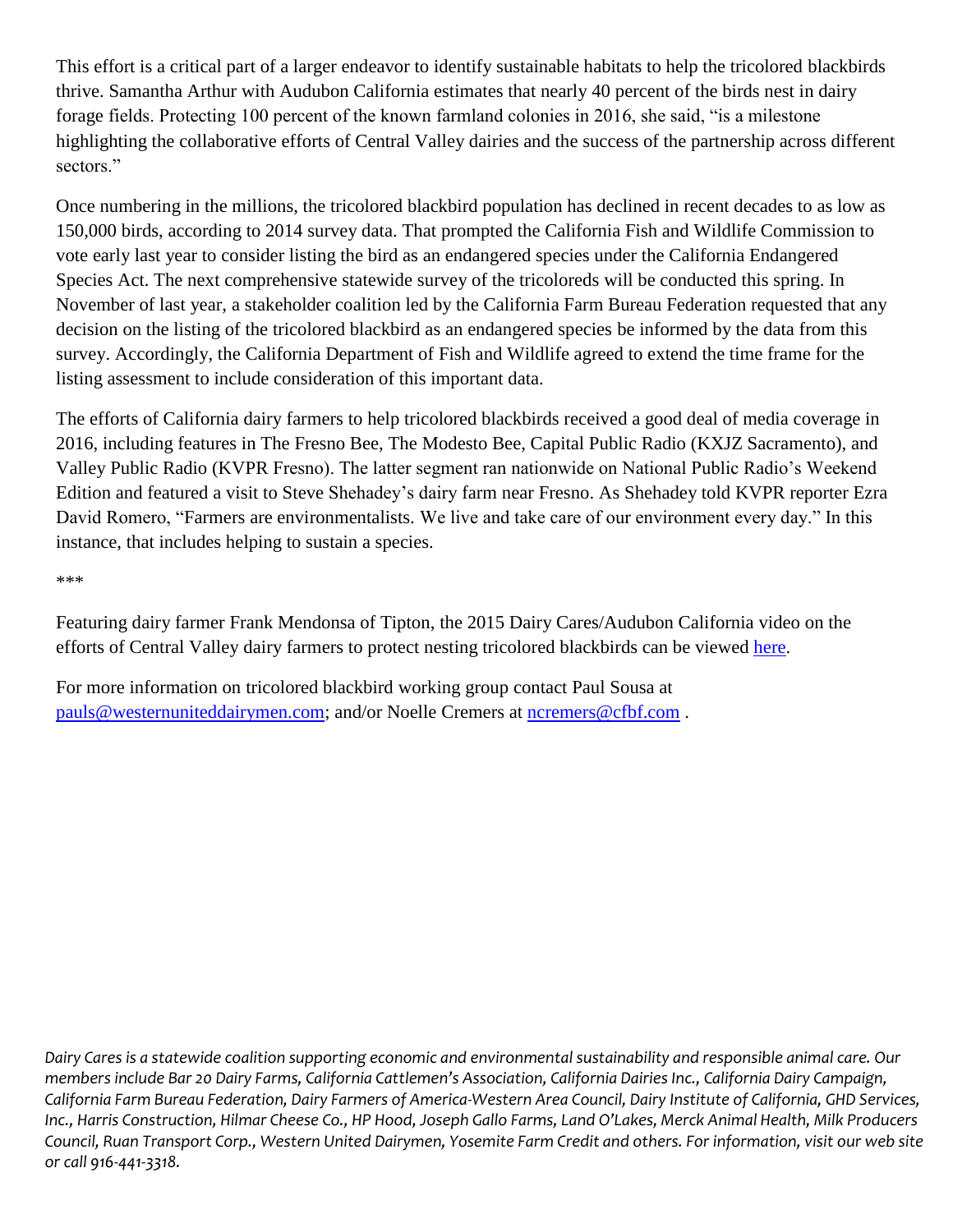This effort is a critical part of a larger endeavor to identify sustainable habitats to help the tricolored blackbirds thrive. Samantha Arthur with Audubon California estimates that nearly 40 percent of the birds nest in dairy forage fields. Protecting 100 percent of the known farmland colonies in 2016, she said, "is a milestone highlighting the collaborative efforts of Central Valley dairies and the success of the partnership across different sectors."

Once numbering in the millions, the tricolored blackbird population has declined in recent decades to as low as 150,000 birds, according to 2014 survey data. That prompted the California Fish and Wildlife Commission to vote early last year to consider listing the bird as an endangered species under the California Endangered Species Act. The next comprehensive statewide survey of the tricoloreds will be conducted this spring. In November of last year, a stakeholder coalition led by the California Farm Bureau Federation requested that any decision on the listing of the tricolored blackbird as an endangered species be informed by the data from this survey. Accordingly, the California Department of Fish and Wildlife agreed to extend the time frame for the listing assessment to include consideration of this important data.

The efforts of California dairy farmers to help tricolored blackbirds received a good deal of media coverage in 2016, including features in The Fresno Bee, The Modesto Bee, Capital Public Radio (KXJZ Sacramento), and Valley Public Radio (KVPR Fresno). The latter segment ran nationwide on National Public Radio's Weekend Edition and featured a visit to Steve Shehadey's dairy farm near Fresno. As Shehadey told KVPR reporter Ezra David Romero, "Farmers are environmentalists. We live and take care of our environment every day." In this instance, that includes helping to sustain a species.

***

Featuring dairy farmer Frank Mendonsa of Tipton, the 2015 Dairy Cares/Audubon California video on the efforts of Central Valley dairy farmers to protect nesting tricolored blackbirds can be viewed here.

For more information on tricolored blackbird working group contact Paul Sousa at pauls@westernuniteddairymen.com; and/or Noelle Cremers at ncremers@cfbf.com .

*Dairy Cares is a statewide coalition supporting economic and environmental sustainability and responsible animal care. Our members include Bar 20 Dairy Farms, California Cattlemen's Association, California Dairies Inc., California Dairy Campaign, California Farm Bureau Federation, Dairy Farmers of America-Western Area Council, Dairy Institute of California, GHD Services, Inc., Harris Construction, Hilmar Cheese Co., HP Hood, Joseph Gallo Farms, Land O'Lakes, Merck Animal Health, Milk Producers Council, Ruan Transport Corp., Western United Dairymen, Yosemite Farm Credit and others. For information, visit our web site or call 916-441-3318.*